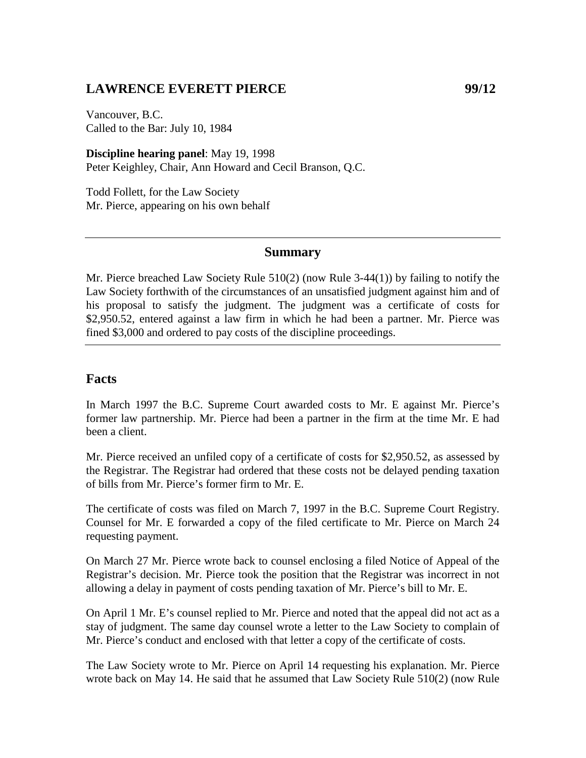## LAWRENCE EVERETT PIERCE 99/12

Vancouver, B.C.
Called to the Bar: July 10, 1984

**Discipline hearing panel**: May 19, 1998
Peter Keighley, Chair, Ann Howard and Cecil Branson, Q.C.

Todd Follett, for the Law Society
Mr. Pierce, appearing on his own behalf

---

### Summary

Mr. Pierce breached Law Society Rule 510(2) (now Rule 3-44(1)) by failing to notify the Law Society forthwith of the circumstances of an unsatisfied judgment against him and of his proposal to satisfy the judgment. The judgment was a certificate of costs for $2,950.52, entered against a law firm in which he had been a partner. Mr. Pierce was fined $3,000 and ordered to pay costs of the discipline proceedings.

---

## Facts

In March 1997 the B.C. Supreme Court awarded costs to Mr. E against Mr. Pierce's former law partnership. Mr. Pierce had been a partner in the firm at the time Mr. E had been a client.

Mr. Pierce received an unfiled copy of a certificate of costs for $2,950.52, as assessed by the Registrar. The Registrar had ordered that these costs not be delayed pending taxation of bills from Mr. Pierce's former firm to Mr. E.

The certificate of costs was filed on March 7, 1997 in the B.C. Supreme Court Registry. Counsel for Mr. E forwarded a copy of the filed certificate to Mr. Pierce on March 24 requesting payment.

On March 27 Mr. Pierce wrote back to counsel enclosing a filed Notice of Appeal of the Registrar's decision. Mr. Pierce took the position that the Registrar was incorrect in not allowing a delay in payment of costs pending taxation of Mr. Pierce's bill to Mr. E.

On April 1 Mr. E's counsel replied to Mr. Pierce and noted that the appeal did not act as a stay of judgment. The same day counsel wrote a letter to the Law Society to complain of Mr. Pierce's conduct and enclosed with that letter a copy of the certificate of costs.

The Law Society wrote to Mr. Pierce on April 14 requesting his explanation. Mr. Pierce wrote back on May 14. He said that he assumed that Law Society Rule 510(2) (now Rule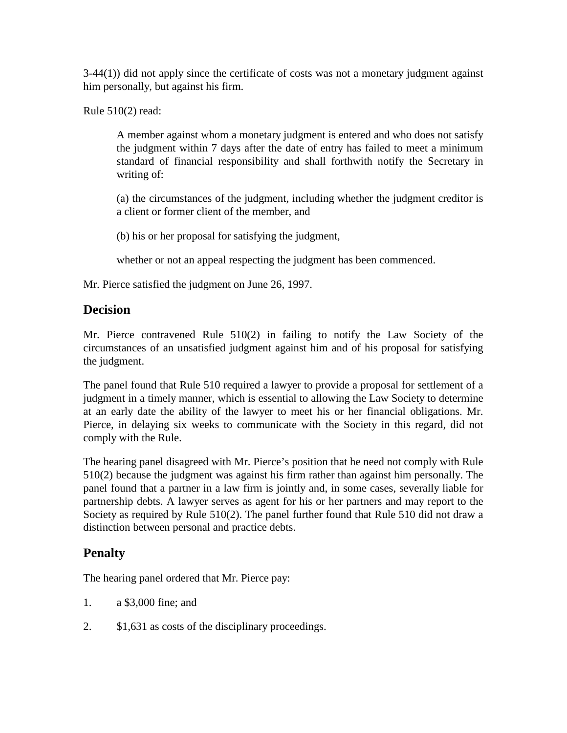3-44(1)) did not apply since the certificate of costs was not a monetary judgment against him personally, but against his firm.

Rule 510(2) read:

> A member against whom a monetary judgment is entered and who does not satisfy the judgment within 7 days after the date of entry has failed to meet a minimum standard of financial responsibility and shall forthwith notify the Secretary in writing of:
>
> (a) the circumstances of the judgment, including whether the judgment creditor is a client or former client of the member, and
>
> (b) his or her proposal for satisfying the judgment,
>
> whether or not an appeal respecting the judgment has been commenced.

Mr. Pierce satisfied the judgment on June 26, 1997.

## Decision

Mr. Pierce contravened Rule 510(2) in failing to notify the Law Society of the circumstances of an unsatisfied judgment against him and of his proposal for satisfying the judgment.

The panel found that Rule 510 required a lawyer to provide a proposal for settlement of a judgment in a timely manner, which is essential to allowing the Law Society to determine at an early date the ability of the lawyer to meet his or her financial obligations. Mr. Pierce, in delaying six weeks to communicate with the Society in this regard, did not comply with the Rule.

The hearing panel disagreed with Mr. Pierce's position that he need not comply with Rule 510(2) because the judgment was against his firm rather than against him personally. The panel found that a partner in a law firm is jointly and, in some cases, severally liable for partnership debts. A lawyer serves as agent for his or her partners and may report to the Society as required by Rule 510(2). The panel further found that Rule 510 did not draw a distinction between personal and practice debts.

## Penalty

The hearing panel ordered that Mr. Pierce pay:

1. a $3,000 fine; and
2. $1,631 as costs of the disciplinary proceedings.